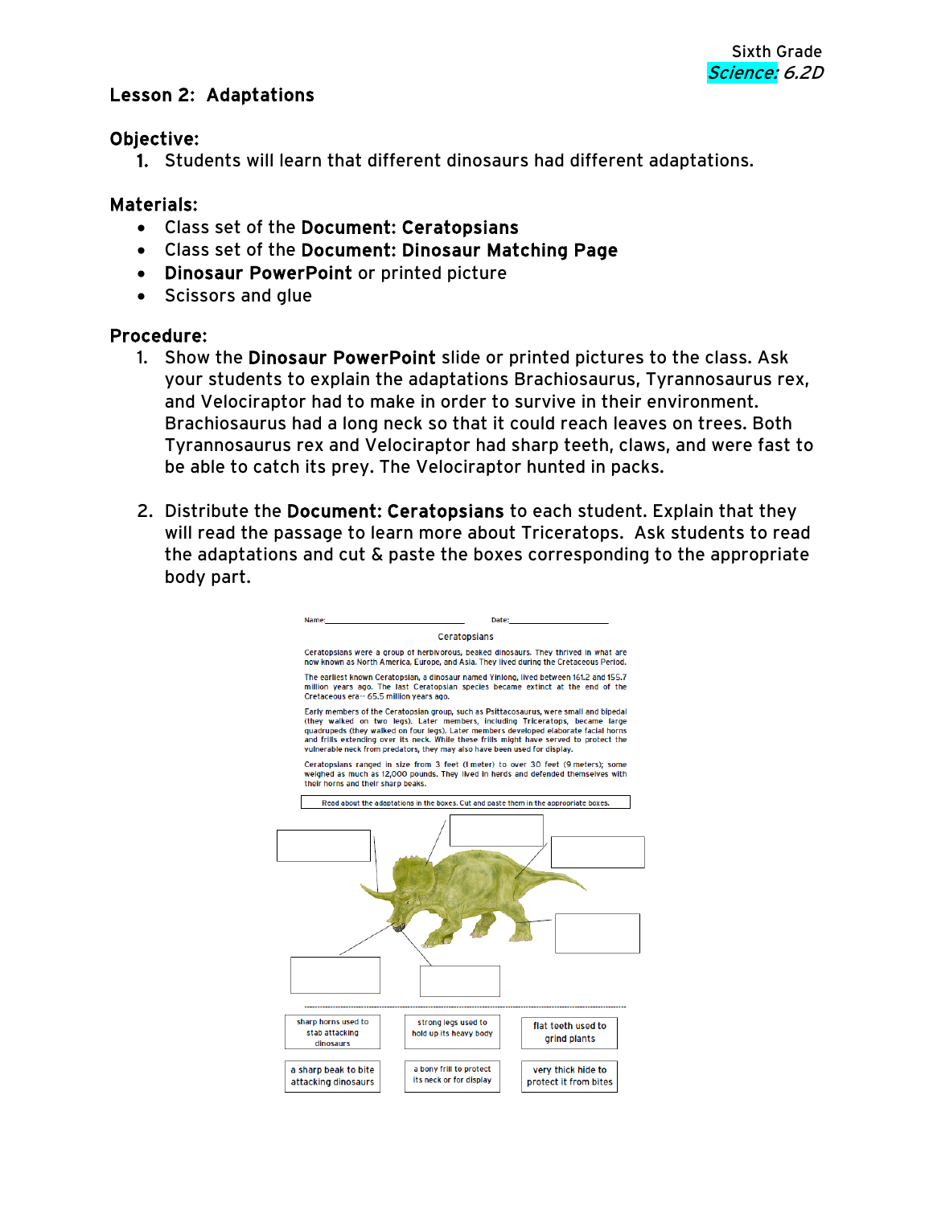Sixth Grade
*Science: 6.2D*

## Lesson 2: Adaptations

### Objective:

1. Students will learn that different dinosaurs had different adaptations.

### Materials:

- Class set of the **Document: Ceratopsians**
- Class set of the **Document: Dinosaur Matching Page**
- **Dinosaur PowerPoint** or printed picture
- Scissors and glue

### Procedure:

1. Show the **Dinosaur PowerPoint** slide or printed pictures to the class. Ask your students to explain the adaptations Brachiosaurus, Tyrannosaurus rex, and Velociraptor had to make in order to survive in their environment. Brachiosaurus had a long neck so that it could reach leaves on trees. Both Tyrannosaurus rex and Velociraptor had sharp teeth, claws, and were fast to be able to catch its prey. The Velociraptor hunted in packs.

2. Distribute the **Document: Ceratopsians** to each student. Explain that they will read the passage to learn more about Triceratops. Ask students to read the adaptations and cut & paste the boxes corresponding to the appropriate body part.

Name:\_\_\_\_\_\_\_\_\_\_\_\_\_\_\_\_\_\_\_\_\_\_\_\_ Date:\_\_\_\_\_\_\_\_\_\_\_\_\_\_\_\_

Ceratopsians

Ceratopsians were a group of herbivorous, beaked dinosaurs. They thrived in what are now known as North America, Europe, and Asia. They lived during the Cretaceous Period.

The earliest known Ceratopsian, a dinosaur named Yinlong, lived between 161.2 and 155.7 million years ago. The last Ceratopsian species became extinct at the end of the Cretaceous era-- 65.5 million years ago.

Early members of the Ceratopsian group, such as Psittacosaurus, were small and bipedal (they walked on two legs). Later members, including Triceratops, became large quadrupeds (they walked on four legs). Later members developed elaborate facial horns and frills extending over its neck. While these frills might have served to protect the vulnerable neck from predators, they may also have been used for display.

Ceratopsians ranged in size from 3 feet (1 meter) to over 30 feet (9 meters); some weighed as much as 12,000 pounds. They lived in herds and defended themselves with their horns and their sharp beaks.

Read about the adaptations in the boxes. Cut and paste them in the appropriate boxes.

| | | |
|---|---|---|
| sharp horns used to stab attacking dinosaurs | strong legs used to hold up its heavy body | flat teeth used to grind plants |
| a sharp beak to bite attacking dinosaurs | a bony frill to protect its neck or for display | very thick hide to protect it from bites |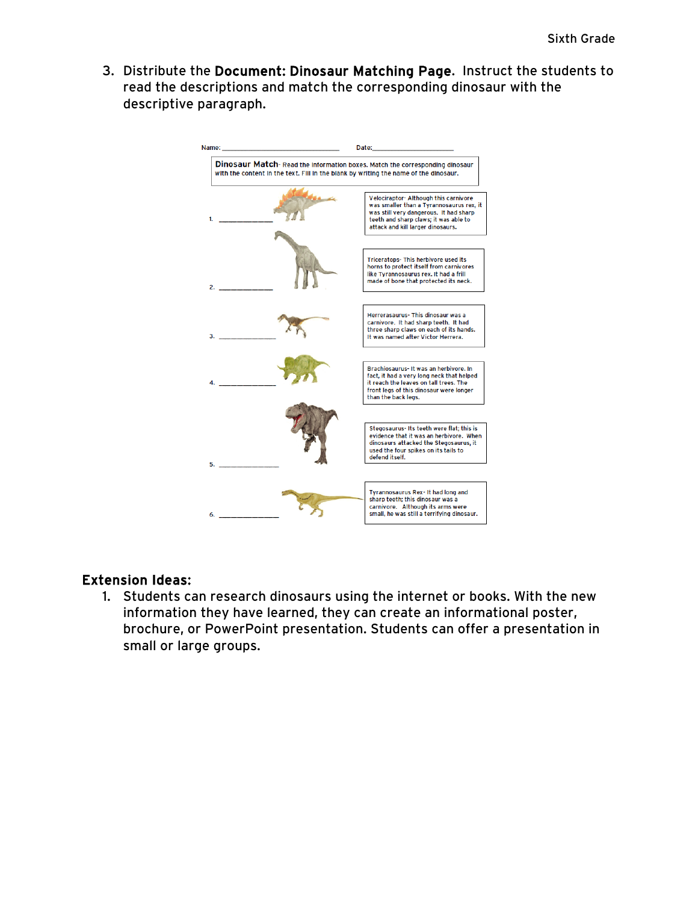3. Distribute the **Document: Dinosaur Matching Page**. Instruct the students to read the descriptions and match the corresponding dinosaur with the descriptive paragraph.

Name: ______________________________ Date:____________________

**Dinosaur Match**- Read the information boxes. Match the corresponding dinosaur with the content in the text. Fill in the blank by writing the name of the dinosaur.

1. ____________

Velociraptor- Although this carnivore was smaller than a Tyrannosaurus rex, it was still very dangerous. It had sharp teeth and sharp claws; it was able to attack and kill larger dinosaurs.

2. ____________

Triceratops- This herbivore used its horns to protect itself from carnivores like Tyrannosaurus rex. It had a frill made of bone that protected its neck.

3. ____________

Herrerasaurus- This dinosaur was a carnivore. It had sharp teeth. It had three sharp claws on each of its hands. It was named after Victor Herrera.

4. ____________

Brachiosaurus- It was an herbivore. In fact, it had a very long neck that helped it reach the leaves on tall trees. The front legs of this dinosaur were longer than the back legs.

5. ____________

Stegosaurus- Its teeth were flat; this is evidence that it was an herbivore. When dinosaurs attacked the Stegosaurus, it used the four spikes on its tails to defend itself.

6. ____________

Tyrannosaurus Rex- It had long and sharp teeth; this dinosaur was a carnivore. Although its arms were small, he was still a terrifying dinosaur.

## Extension Ideas:

1. Students can research dinosaurs using the internet or books. With the new information they have learned, they can create an informational poster, brochure, or PowerPoint presentation. Students can offer a presentation in small or large groups.